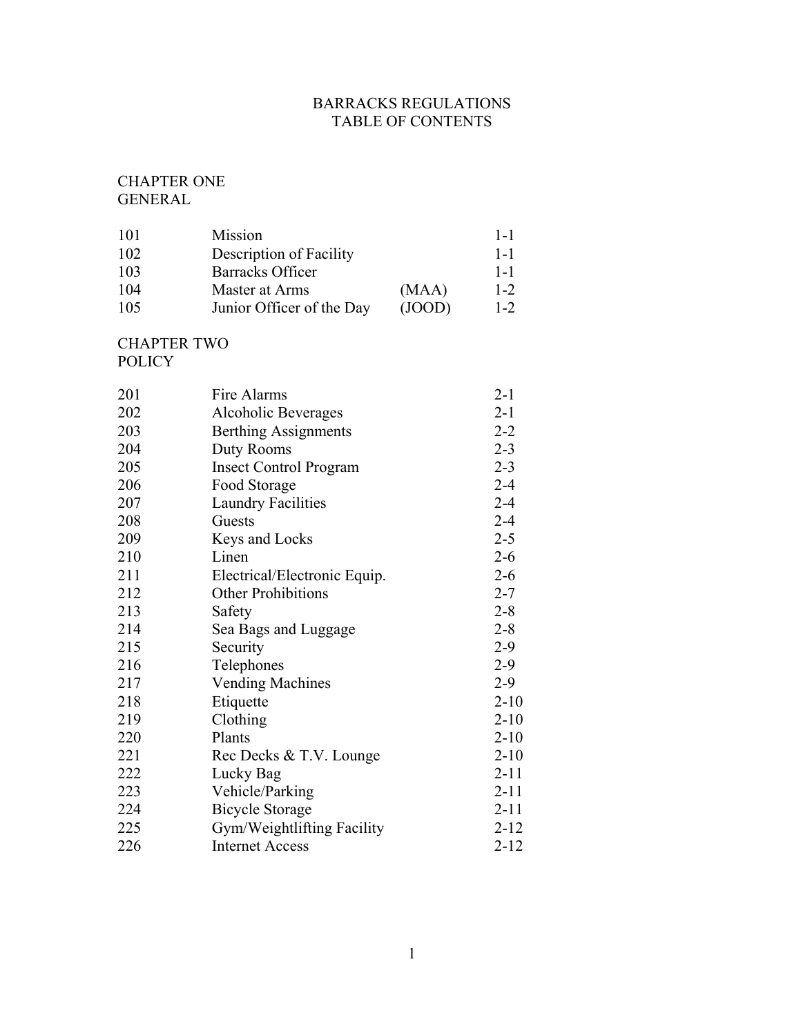# BARRACKS REGULATIONS
# TABLE OF CONTENTS

## CHAPTER ONE
## GENERAL

| | | | |
|---|---|---|---|
| 101 | Mission | | 1-1 |
| 102 | Description of Facility | | 1-1 |
| 103 | Barracks Officer | | 1-1 |
| 104 | Master at Arms | (MAA) | 1-2 |
| 105 | Junior Officer of the Day | (JOOD) | 1-2 |

## CHAPTER TWO
## POLICY

| | | |
|---|---|---|
| 201 | Fire Alarms | 2-1 |
| 202 | Alcoholic Beverages | 2-1 |
| 203 | Berthing Assignments | 2-2 |
| 204 | Duty Rooms | 2-3 |
| 205 | Insect Control Program | 2-3 |
| 206 | Food Storage | 2-4 |
| 207 | Laundry Facilities | 2-4 |
| 208 | Guests | 2-4 |
| 209 | Keys and Locks | 2-5 |
| 210 | Linen | 2-6 |
| 211 | Electrical/Electronic Equip. | 2-6 |
| 212 | Other Prohibitions | 2-7 |
| 213 | Safety | 2-8 |
| 214 | Sea Bags and Luggage | 2-8 |
| 215 | Security | 2-9 |
| 216 | Telephones | 2-9 |
| 217 | Vending Machines | 2-9 |
| 218 | Etiquette | 2-10 |
| 219 | Clothing | 2-10 |
| 220 | Plants | 2-10 |
| 221 | Rec Decks & T.V. Lounge | 2-10 |
| 222 | Lucky Bag | 2-11 |
| 223 | Vehicle/Parking | 2-11 |
| 224 | Bicycle Storage | 2-11 |
| 225 | Gym/Weightlifting Facility | 2-12 |
| 226 | Internet Access | 2-12 |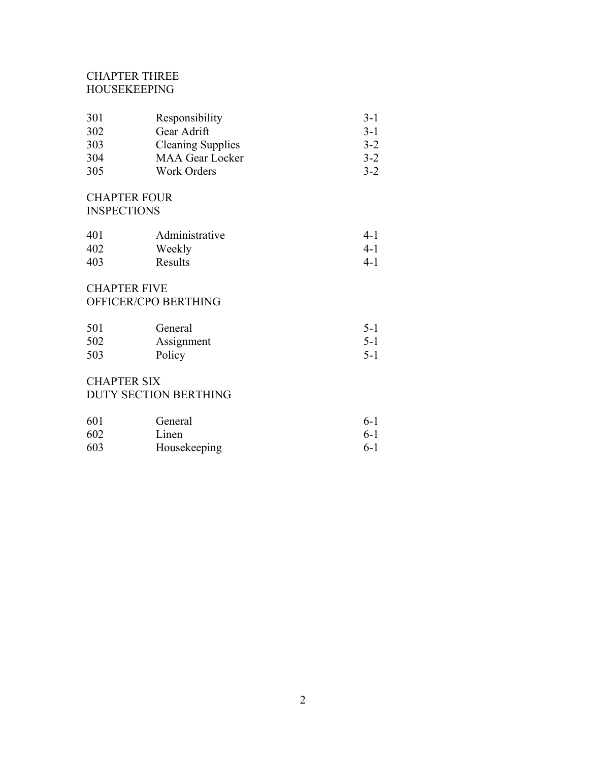CHAPTER THREE
HOUSEKEEPING

| | | |
|---|---|---|
| 301 | Responsibility | 3-1 |
| 302 | Gear Adrift | 3-1 |
| 303 | Cleaning Supplies | 3-2 |
| 304 | MAA Gear Locker | 3-2 |
| 305 | Work Orders | 3-2 |

CHAPTER FOUR
INSPECTIONS

| | | |
|---|---|---|
| 401 | Administrative | 4-1 |
| 402 | Weekly | 4-1 |
| 403 | Results | 4-1 |

CHAPTER FIVE
OFFICER/CPO BERTHING

| | | |
|---|---|---|
| 501 | General | 5-1 |
| 502 | Assignment | 5-1 |
| 503 | Policy | 5-1 |

CHAPTER SIX
DUTY SECTION BERTHING

| | | |
|---|---|---|
| 601 | General | 6-1 |
| 602 | Linen | 6-1 |
| 603 | Housekeeping | 6-1 |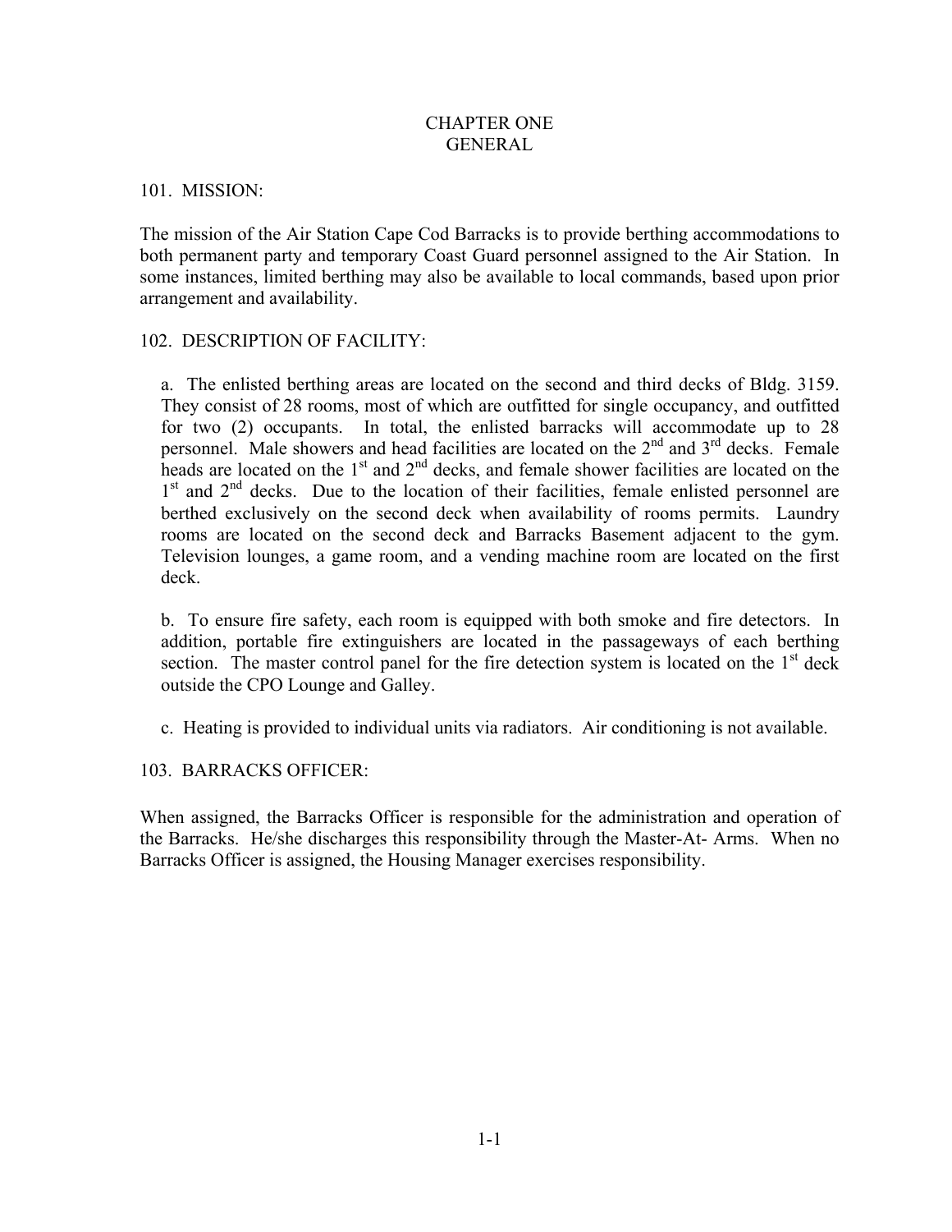# CHAPTER ONE
# GENERAL

## 101. MISSION:

The mission of the Air Station Cape Cod Barracks is to provide berthing accommodations to both permanent party and temporary Coast Guard personnel assigned to the Air Station. In some instances, limited berthing may also be available to local commands, based upon prior arrangement and availability.

## 102. DESCRIPTION OF FACILITY:

a. The enlisted berthing areas are located on the second and third decks of Bldg. 3159. They consist of 28 rooms, most of which are outfitted for single occupancy, and outfitted for two (2) occupants. In total, the enlisted barracks will accommodate up to 28 personnel. Male showers and head facilities are located on the 2nd and 3rd decks. Female heads are located on the 1st and 2nd decks, and female shower facilities are located on the 1st and 2nd decks. Due to the location of their facilities, female enlisted personnel are berthed exclusively on the second deck when availability of rooms permits. Laundry rooms are located on the second deck and Barracks Basement adjacent to the gym. Television lounges, a game room, and a vending machine room are located on the first deck.

b. To ensure fire safety, each room is equipped with both smoke and fire detectors. In addition, portable fire extinguishers are located in the passageways of each berthing section. The master control panel for the fire detection system is located on the 1st deck outside the CPO Lounge and Galley.

c. Heating is provided to individual units via radiators. Air conditioning is not available.

## 103. BARRACKS OFFICER:

When assigned, the Barracks Officer is responsible for the administration and operation of the Barracks. He/she discharges this responsibility through the Master-At- Arms. When no Barracks Officer is assigned, the Housing Manager exercises responsibility.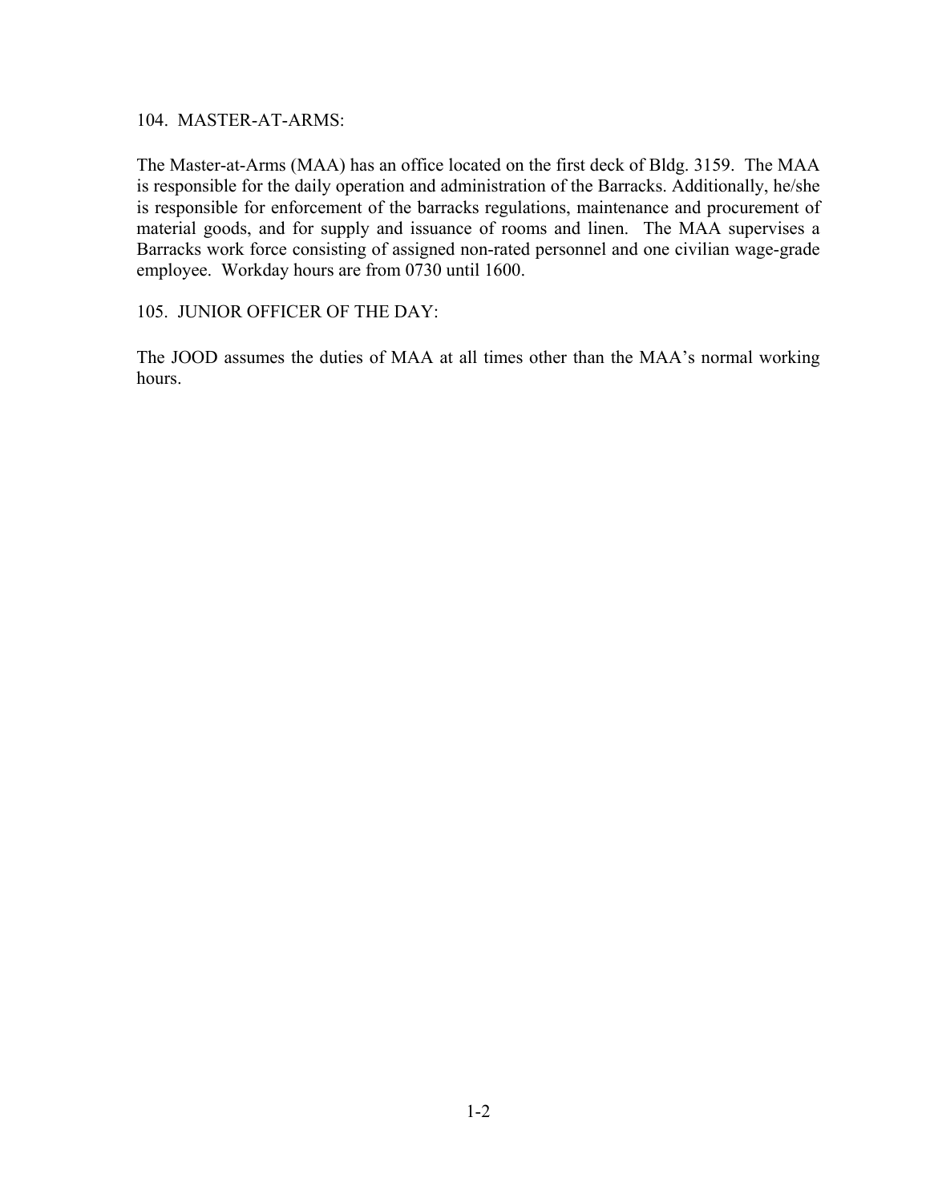## 104. MASTER-AT-ARMS:

The Master-at-Arms (MAA) has an office located on the first deck of Bldg. 3159. The MAA is responsible for the daily operation and administration of the Barracks. Additionally, he/she is responsible for enforcement of the barracks regulations, maintenance and procurement of material goods, and for supply and issuance of rooms and linen. The MAA supervises a Barracks work force consisting of assigned non-rated personnel and one civilian wage-grade employee. Workday hours are from 0730 until 1600.

## 105. JUNIOR OFFICER OF THE DAY:

The JOOD assumes the duties of MAA at all times other than the MAA's normal working hours.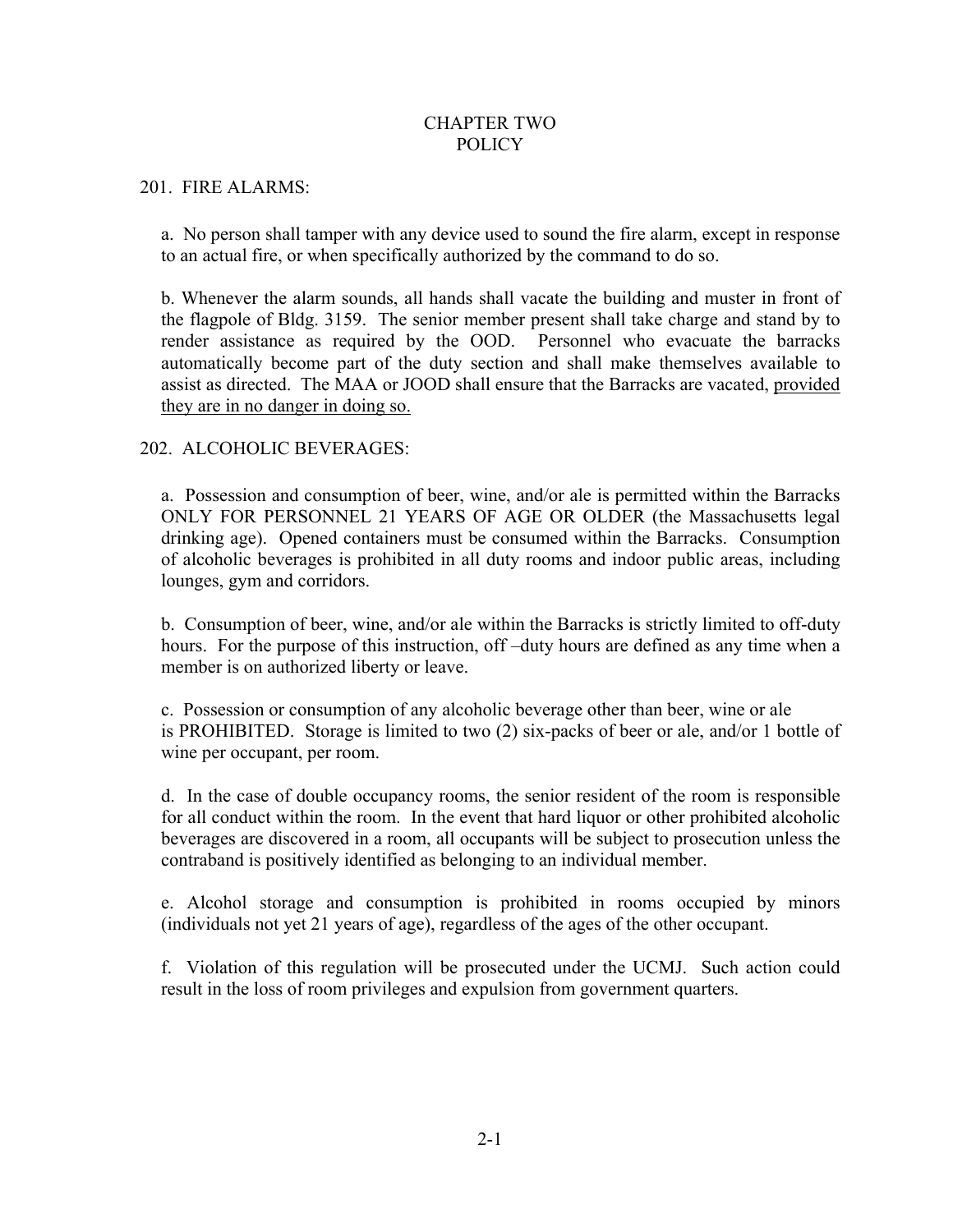# CHAPTER TWO
# POLICY

## 201. FIRE ALARMS:

a. No person shall tamper with any device used to sound the fire alarm, except in response to an actual fire, or when specifically authorized by the command to do so.

b. Whenever the alarm sounds, all hands shall vacate the building and muster in front of the flagpole of Bldg. 3159. The senior member present shall take charge and stand by to render assistance as required by the OOD. Personnel who evacuate the barracks automatically become part of the duty section and shall make themselves available to assist as directed. The MAA or JOOD shall ensure that the Barracks are vacated, <u>provided they are in no danger in doing so.</u>

## 202. ALCOHOLIC BEVERAGES:

a. Possession and consumption of beer, wine, and/or ale is permitted within the Barracks ONLY FOR PERSONNEL 21 YEARS OF AGE OR OLDER (the Massachusetts legal drinking age). Opened containers must be consumed within the Barracks. Consumption of alcoholic beverages is prohibited in all duty rooms and indoor public areas, including lounges, gym and corridors.

b. Consumption of beer, wine, and/or ale within the Barracks is strictly limited to off-duty hours. For the purpose of this instruction, off –duty hours are defined as any time when a member is on authorized liberty or leave.

c. Possession or consumption of any alcoholic beverage other than beer, wine or ale is PROHIBITED. Storage is limited to two (2) six-packs of beer or ale, and/or 1 bottle of wine per occupant, per room.

d. In the case of double occupancy rooms, the senior resident of the room is responsible for all conduct within the room. In the event that hard liquor or other prohibited alcoholic beverages are discovered in a room, all occupants will be subject to prosecution unless the contraband is positively identified as belonging to an individual member.

e. Alcohol storage and consumption is prohibited in rooms occupied by minors (individuals not yet 21 years of age), regardless of the ages of the other occupant.

f. Violation of this regulation will be prosecuted under the UCMJ. Such action could result in the loss of room privileges and expulsion from government quarters.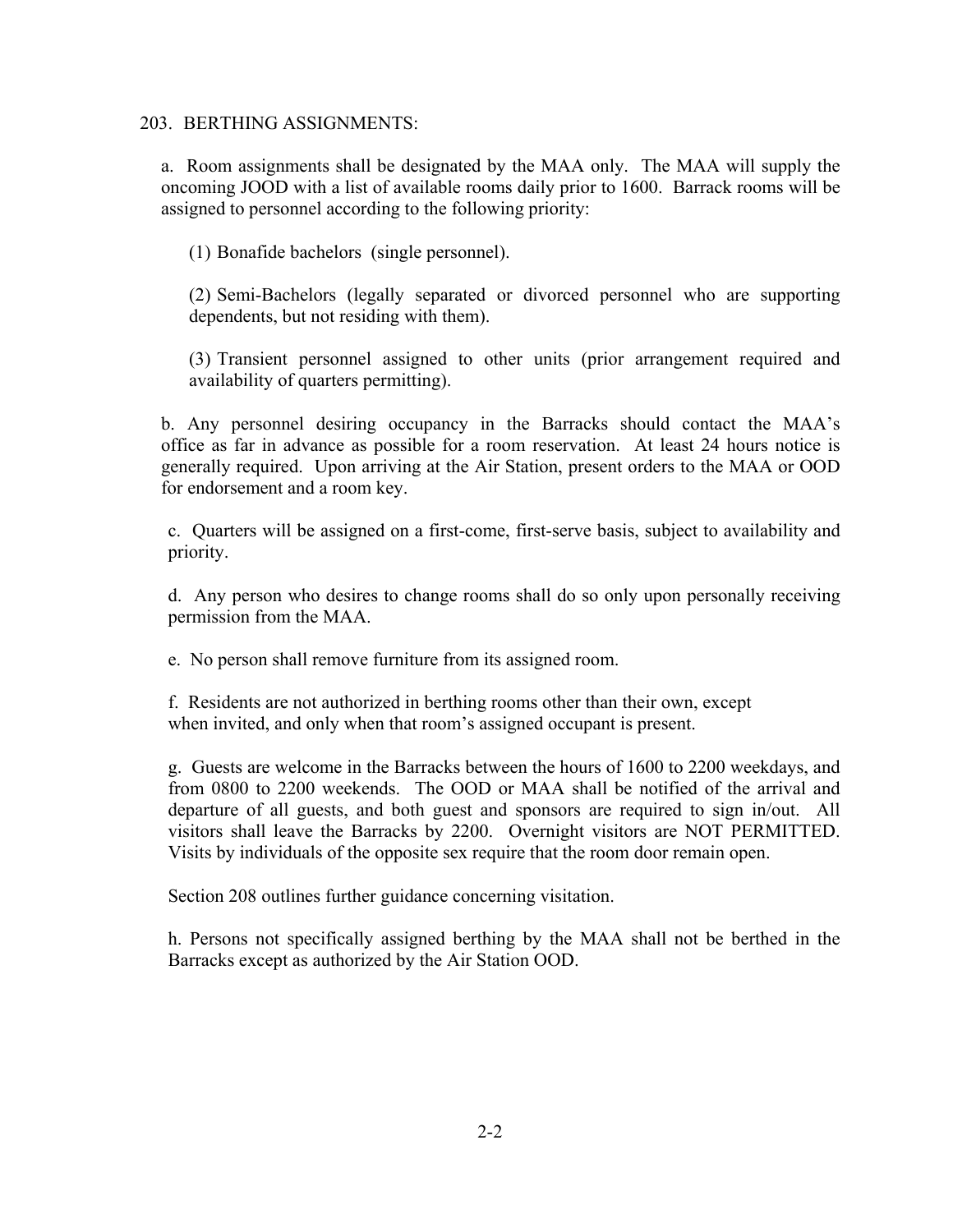## 203. BERTHING ASSIGNMENTS:

a. Room assignments shall be designated by the MAA only. The MAA will supply the oncoming JOOD with a list of available rooms daily prior to 1600. Barrack rooms will be assigned to personnel according to the following priority:

(1) Bonafide bachelors (single personnel).

(2) Semi-Bachelors (legally separated or divorced personnel who are supporting dependents, but not residing with them).

(3) Transient personnel assigned to other units (prior arrangement required and availability of quarters permitting).

b. Any personnel desiring occupancy in the Barracks should contact the MAA's office as far in advance as possible for a room reservation. At least 24 hours notice is generally required. Upon arriving at the Air Station, present orders to the MAA or OOD for endorsement and a room key.

c. Quarters will be assigned on a first-come, first-serve basis, subject to availability and priority.

d. Any person who desires to change rooms shall do so only upon personally receiving permission from the MAA.

e. No person shall remove furniture from its assigned room.

f. Residents are not authorized in berthing rooms other than their own, except when invited, and only when that room's assigned occupant is present.

g. Guests are welcome in the Barracks between the hours of 1600 to 2200 weekdays, and from 0800 to 2200 weekends. The OOD or MAA shall be notified of the arrival and departure of all guests, and both guest and sponsors are required to sign in/out. All visitors shall leave the Barracks by 2200. Overnight visitors are NOT PERMITTED. Visits by individuals of the opposite sex require that the room door remain open.

Section 208 outlines further guidance concerning visitation.

h. Persons not specifically assigned berthing by the MAA shall not be berthed in the Barracks except as authorized by the Air Station OOD.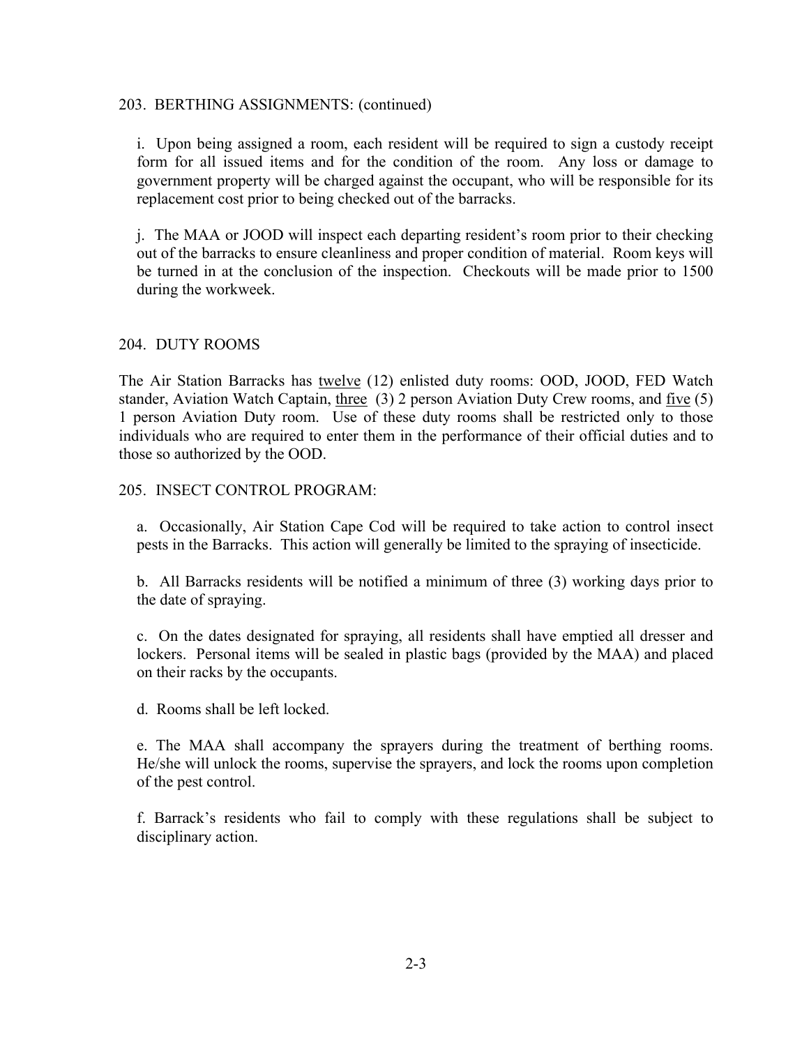203. BERTHING ASSIGNMENTS: (continued)

i. Upon being assigned a room, each resident will be required to sign a custody receipt form for all issued items and for the condition of the room. Any loss or damage to government property will be charged against the occupant, who will be responsible for its replacement cost prior to being checked out of the barracks.

j. The MAA or JOOD will inspect each departing resident's room prior to their checking out of the barracks to ensure cleanliness and proper condition of material. Room keys will be turned in at the conclusion of the inspection. Checkouts will be made prior to 1500 during the workweek.

204. DUTY ROOMS

The Air Station Barracks has <u>twelve</u> (12) enlisted duty rooms: OOD, JOOD, FED Watch stander, Aviation Watch Captain, <u>three</u> (3) 2 person Aviation Duty Crew rooms, and <u>five</u> (5) 1 person Aviation Duty room. Use of these duty rooms shall be restricted only to those individuals who are required to enter them in the performance of their official duties and to those so authorized by the OOD.

205. INSECT CONTROL PROGRAM:

a. Occasionally, Air Station Cape Cod will be required to take action to control insect pests in the Barracks. This action will generally be limited to the spraying of insecticide.

b. All Barracks residents will be notified a minimum of three (3) working days prior to the date of spraying.

c. On the dates designated for spraying, all residents shall have emptied all dresser and lockers. Personal items will be sealed in plastic bags (provided by the MAA) and placed on their racks by the occupants.

d. Rooms shall be left locked.

e. The MAA shall accompany the sprayers during the treatment of berthing rooms. He/she will unlock the rooms, supervise the sprayers, and lock the rooms upon completion of the pest control.

f. Barrack's residents who fail to comply with these regulations shall be subject to disciplinary action.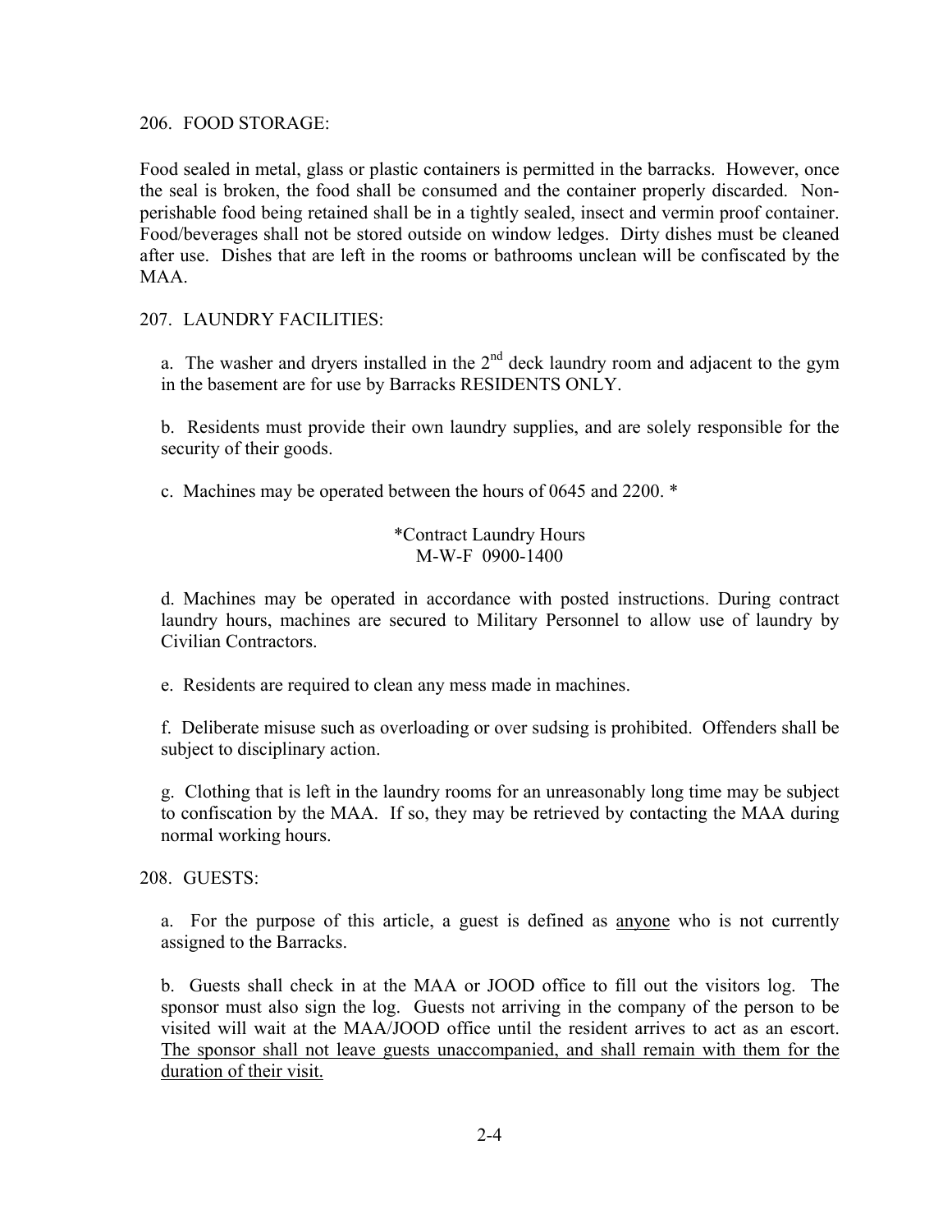206. FOOD STORAGE:

Food sealed in metal, glass or plastic containers is permitted in the barracks. However, once the seal is broken, the food shall be consumed and the container properly discarded. Non-perishable food being retained shall be in a tightly sealed, insect and vermin proof container. Food/beverages shall not be stored outside on window ledges. Dirty dishes must be cleaned after use. Dishes that are left in the rooms or bathrooms unclean will be confiscated by the MAA.

207. LAUNDRY FACILITIES:

a. The washer and dryers installed in the 2nd deck laundry room and adjacent to the gym in the basement are for use by Barracks RESIDENTS ONLY.

b. Residents must provide their own laundry supplies, and are solely responsible for the security of their goods.

c. Machines may be operated between the hours of 0645 and 2200. *

*Contract Laundry Hours
M-W-F 0900-1400

d. Machines may be operated in accordance with posted instructions. During contract laundry hours, machines are secured to Military Personnel to allow use of laundry by Civilian Contractors.

e. Residents are required to clean any mess made in machines.

f. Deliberate misuse such as overloading or over sudsing is prohibited. Offenders shall be subject to disciplinary action.

g. Clothing that is left in the laundry rooms for an unreasonably long time may be subject to confiscation by the MAA. If so, they may be retrieved by contacting the MAA during normal working hours.

208. GUESTS:

a. For the purpose of this article, a guest is defined as <u>anyone</u> who is not currently assigned to the Barracks.

b. Guests shall check in at the MAA or JOOD office to fill out the visitors log. The sponsor must also sign the log. Guests not arriving in the company of the person to be visited will wait at the MAA/JOOD office until the resident arrives to act as an escort. <u>The sponsor shall not leave guests unaccompanied, and shall remain with them for the duration of their visit.</u>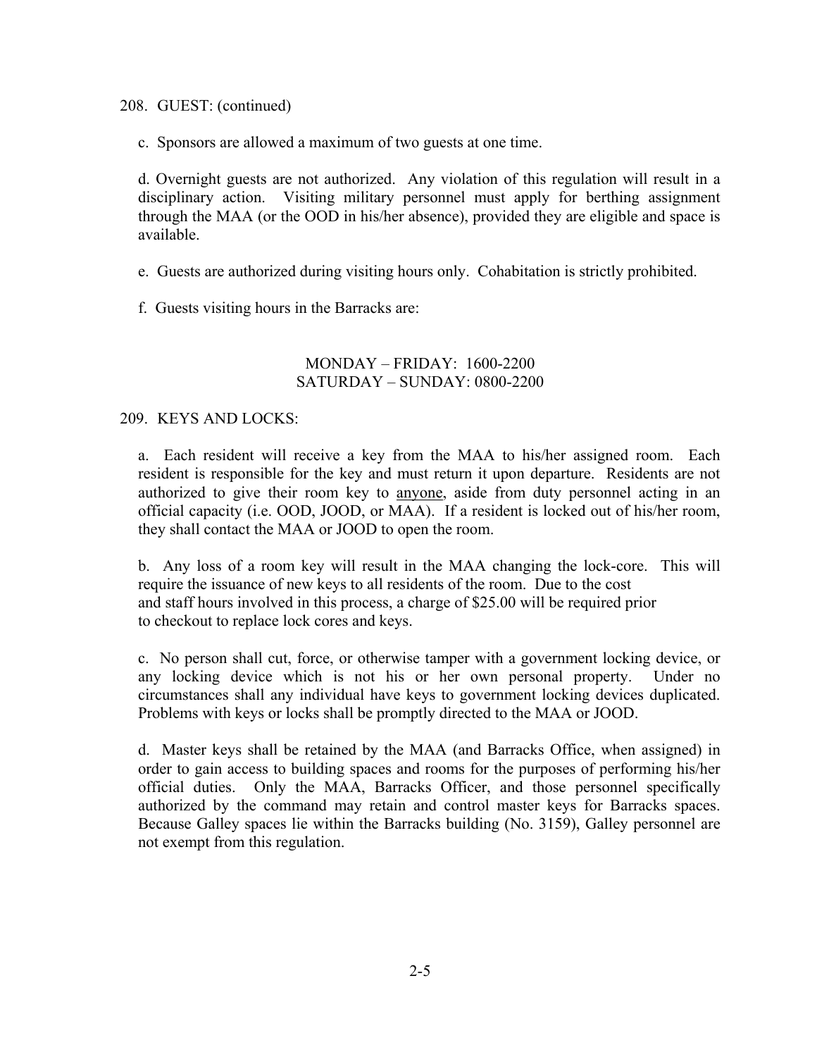208. GUEST: (continued)

c. Sponsors are allowed a maximum of two guests at one time.

d. Overnight guests are not authorized. Any violation of this regulation will result in a disciplinary action. Visiting military personnel must apply for berthing assignment through the MAA (or the OOD in his/her absence), provided they are eligible and space is available.

e. Guests are authorized during visiting hours only. Cohabitation is strictly prohibited.

f. Guests visiting hours in the Barracks are:

MONDAY – FRIDAY: 1600-2200
SATURDAY – SUNDAY: 0800-2200

209. KEYS AND LOCKS:

a. Each resident will receive a key from the MAA to his/her assigned room. Each resident is responsible for the key and must return it upon departure. Residents are not authorized to give their room key to <u>anyone</u>, aside from duty personnel acting in an official capacity (i.e. OOD, JOOD, or MAA). If a resident is locked out of his/her room, they shall contact the MAA or JOOD to open the room.

b. Any loss of a room key will result in the MAA changing the lock-core. This will require the issuance of new keys to all residents of the room. Due to the cost and staff hours involved in this process, a charge of $25.00 will be required prior to checkout to replace lock cores and keys.

c. No person shall cut, force, or otherwise tamper with a government locking device, or any locking device which is not his or her own personal property. Under no circumstances shall any individual have keys to government locking devices duplicated. Problems with keys or locks shall be promptly directed to the MAA or JOOD.

d. Master keys shall be retained by the MAA (and Barracks Office, when assigned) in order to gain access to building spaces and rooms for the purposes of performing his/her official duties. Only the MAA, Barracks Officer, and those personnel specifically authorized by the command may retain and control master keys for Barracks spaces. Because Galley spaces lie within the Barracks building (No. 3159), Galley personnel are not exempt from this regulation.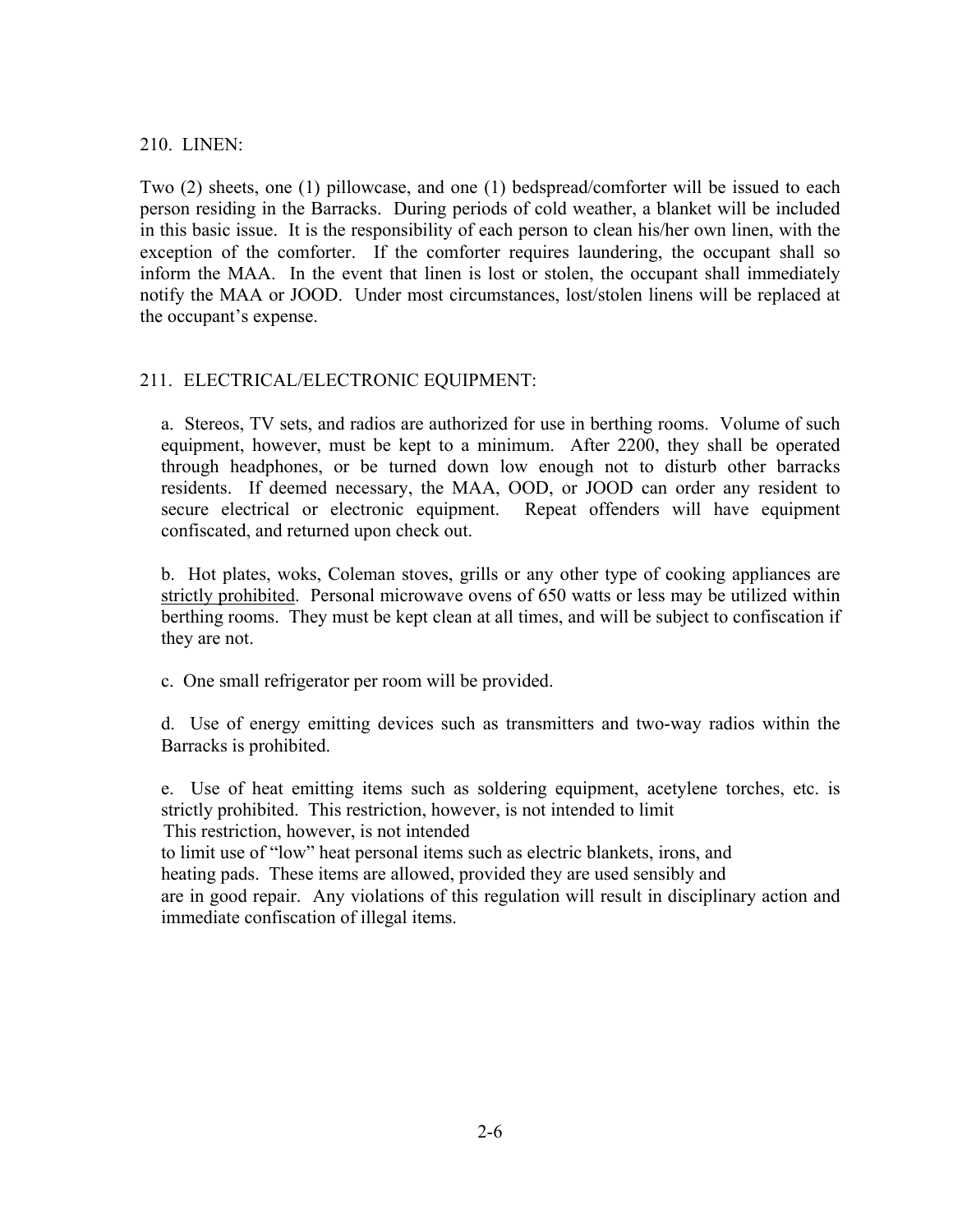210. LINEN:

Two (2) sheets, one (1) pillowcase, and one (1) bedspread/comforter will be issued to each person residing in the Barracks. During periods of cold weather, a blanket will be included in this basic issue. It is the responsibility of each person to clean his/her own linen, with the exception of the comforter. If the comforter requires laundering, the occupant shall so inform the MAA. In the event that linen is lost or stolen, the occupant shall immediately notify the MAA or JOOD. Under most circumstances, lost/stolen linens will be replaced at the occupant's expense.

211. ELECTRICAL/ELECTRONIC EQUIPMENT:

a. Stereos, TV sets, and radios are authorized for use in berthing rooms. Volume of such equipment, however, must be kept to a minimum. After 2200, they shall be operated through headphones, or be turned down low enough not to disturb other barracks residents. If deemed necessary, the MAA, OOD, or JOOD can order any resident to secure electrical or electronic equipment. Repeat offenders will have equipment confiscated, and returned upon check out.

b. Hot plates, woks, Coleman stoves, grills or any other type of cooking appliances are <u>strictly prohibited</u>. Personal microwave ovens of 650 watts or less may be utilized within berthing rooms. They must be kept clean at all times, and will be subject to confiscation if they are not.

c. One small refrigerator per room will be provided.

d. Use of energy emitting devices such as transmitters and two-way radios within the Barracks is prohibited.

e. Use of heat emitting items such as soldering equipment, acetylene torches, etc. is strictly prohibited. This restriction, however, is not intended to limit
This restriction, however, is not intended
to limit use of "low" heat personal items such as electric blankets, irons, and
heating pads. These items are allowed, provided they are used sensibly and
are in good repair. Any violations of this regulation will result in disciplinary action and immediate confiscation of illegal items.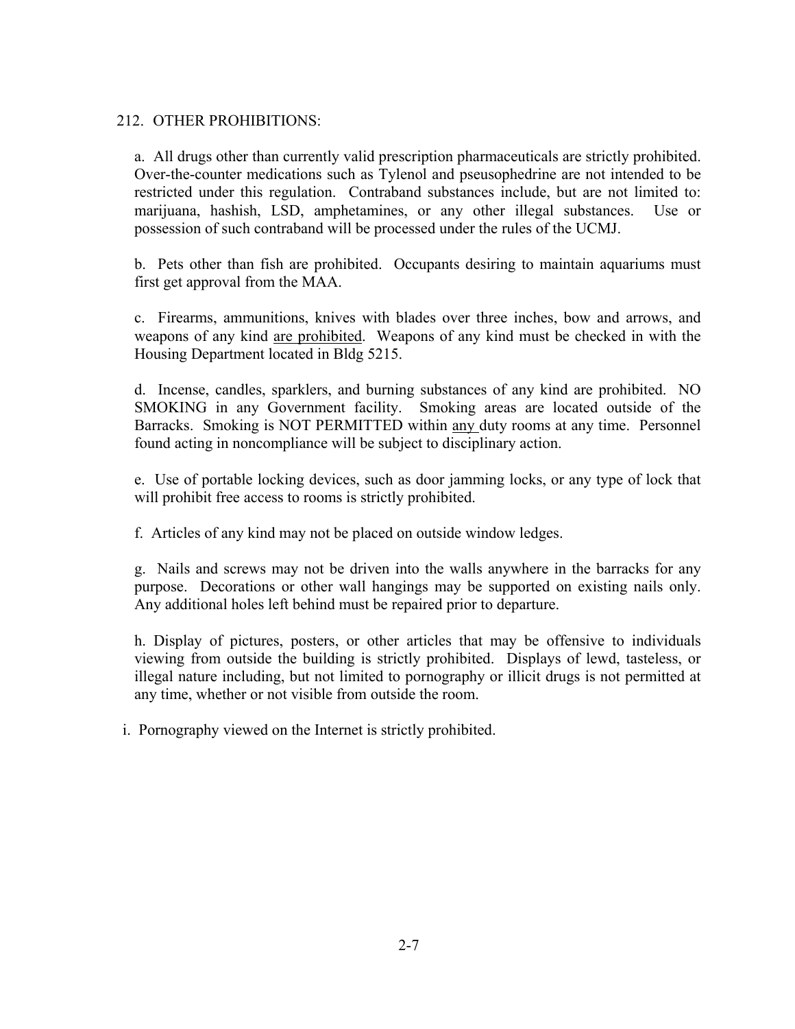## 212. OTHER PROHIBITIONS:

a. All drugs other than currently valid prescription pharmaceuticals are strictly prohibited. Over-the-counter medications such as Tylenol and pseusophedrine are not intended to be restricted under this regulation. Contraband substances include, but are not limited to: marijuana, hashish, LSD, amphetamines, or any other illegal substances. Use or possession of such contraband will be processed under the rules of the UCMJ.

b. Pets other than fish are prohibited. Occupants desiring to maintain aquariums must first get approval from the MAA.

c. Firearms, ammunitions, knives with blades over three inches, bow and arrows, and weapons of any kind <u>are prohibited</u>. Weapons of any kind must be checked in with the Housing Department located in Bldg 5215.

d. Incense, candles, sparklers, and burning substances of any kind are prohibited. NO SMOKING in any Government facility. Smoking areas are located outside of the Barracks. Smoking is NOT PERMITTED within <u>any</u> duty rooms at any time. Personnel found acting in noncompliance will be subject to disciplinary action.

e. Use of portable locking devices, such as door jamming locks, or any type of lock that will prohibit free access to rooms is strictly prohibited.

f. Articles of any kind may not be placed on outside window ledges.

g. Nails and screws may not be driven into the walls anywhere in the barracks for any purpose. Decorations or other wall hangings may be supported on existing nails only. Any additional holes left behind must be repaired prior to departure.

h. Display of pictures, posters, or other articles that may be offensive to individuals viewing from outside the building is strictly prohibited. Displays of lewd, tasteless, or illegal nature including, but not limited to pornography or illicit drugs is not permitted at any time, whether or not visible from outside the room.

i. Pornography viewed on the Internet is strictly prohibited.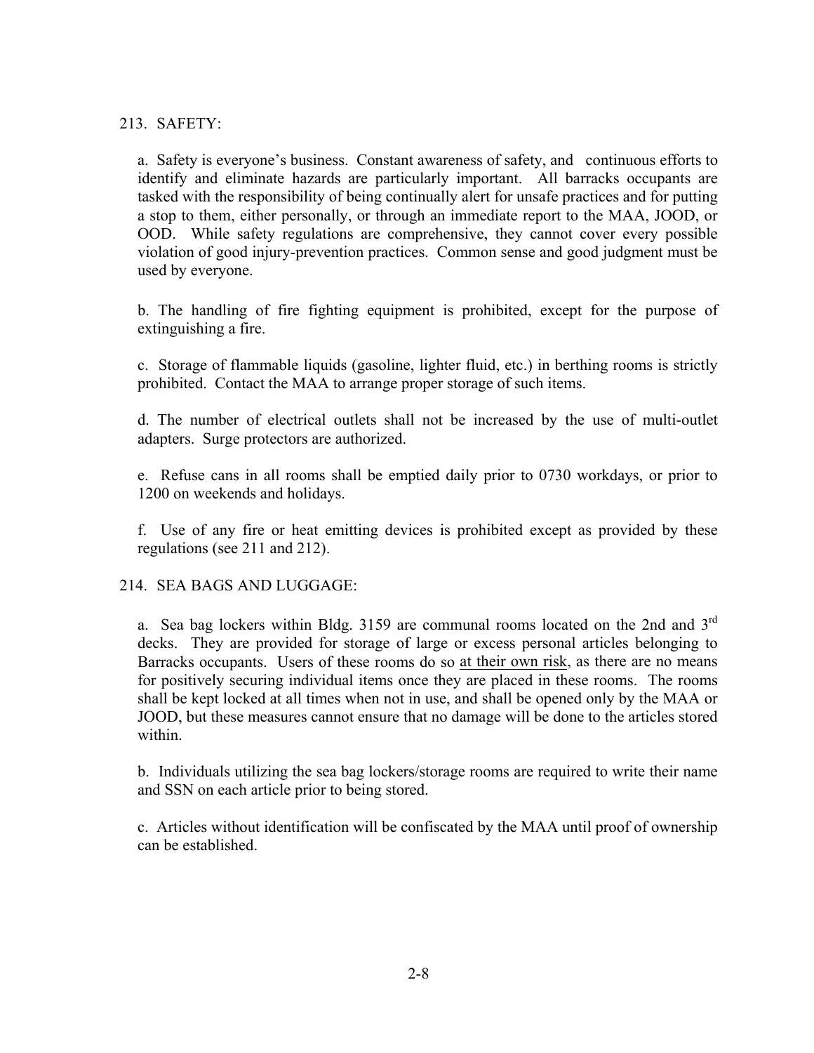213. SAFETY:

a. Safety is everyone's business. Constant awareness of safety, and continuous efforts to identify and eliminate hazards are particularly important. All barracks occupants are tasked with the responsibility of being continually alert for unsafe practices and for putting a stop to them, either personally, or through an immediate report to the MAA, JOOD, or OOD. While safety regulations are comprehensive, they cannot cover every possible violation of good injury-prevention practices. Common sense and good judgment must be used by everyone.

b. The handling of fire fighting equipment is prohibited, except for the purpose of extinguishing a fire.

c. Storage of flammable liquids (gasoline, lighter fluid, etc.) in berthing rooms is strictly prohibited. Contact the MAA to arrange proper storage of such items.

d. The number of electrical outlets shall not be increased by the use of multi-outlet adapters. Surge protectors are authorized.

e. Refuse cans in all rooms shall be emptied daily prior to 0730 workdays, or prior to 1200 on weekends and holidays.

f. Use of any fire or heat emitting devices is prohibited except as provided by these regulations (see 211 and 212).

214. SEA BAGS AND LUGGAGE:

a. Sea bag lockers within Bldg. 3159 are communal rooms located on the 2nd and 3rd decks. They are provided for storage of large or excess personal articles belonging to Barracks occupants. Users of these rooms do so <u>at their own risk</u>, as there are no means for positively securing individual items once they are placed in these rooms. The rooms shall be kept locked at all times when not in use, and shall be opened only by the MAA or JOOD, but these measures cannot ensure that no damage will be done to the articles stored within.

b. Individuals utilizing the sea bag lockers/storage rooms are required to write their name and SSN on each article prior to being stored.

c. Articles without identification will be confiscated by the MAA until proof of ownership can be established.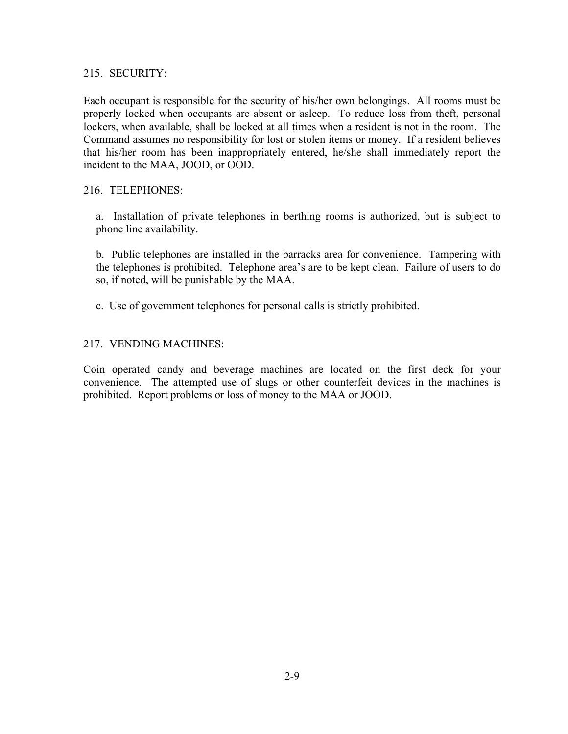215. SECURITY:

Each occupant is responsible for the security of his/her own belongings. All rooms must be properly locked when occupants are absent or asleep. To reduce loss from theft, personal lockers, when available, shall be locked at all times when a resident is not in the room. The Command assumes no responsibility for lost or stolen items or money. If a resident believes that his/her room has been inappropriately entered, he/she shall immediately report the incident to the MAA, JOOD, or OOD.

216. TELEPHONES:

a. Installation of private telephones in berthing rooms is authorized, but is subject to phone line availability.

b. Public telephones are installed in the barracks area for convenience. Tampering with the telephones is prohibited. Telephone area's are to be kept clean. Failure of users to do so, if noted, will be punishable by the MAA.

c. Use of government telephones for personal calls is strictly prohibited.

217. VENDING MACHINES:

Coin operated candy and beverage machines are located on the first deck for your convenience. The attempted use of slugs or other counterfeit devices in the machines is prohibited. Report problems or loss of money to the MAA or JOOD.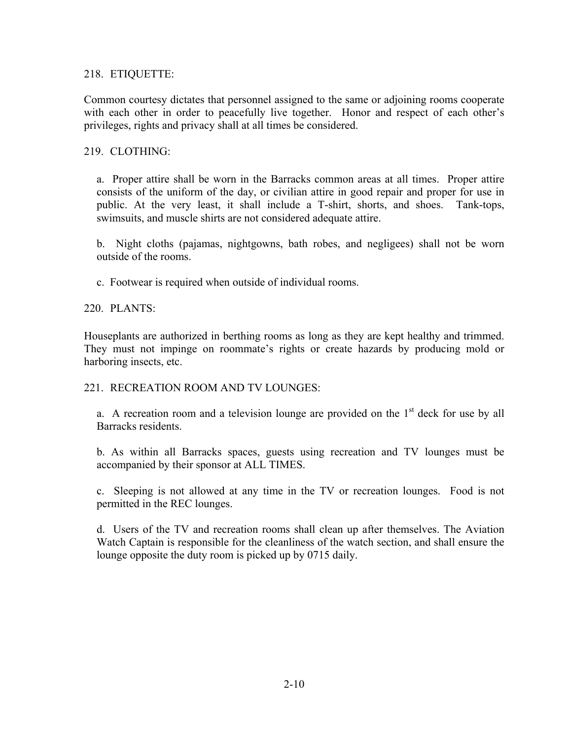## 218. ETIQUETTE:

Common courtesy dictates that personnel assigned to the same or adjoining rooms cooperate with each other in order to peacefully live together. Honor and respect of each other's privileges, rights and privacy shall at all times be considered.

## 219. CLOTHING:

a. Proper attire shall be worn in the Barracks common areas at all times. Proper attire consists of the uniform of the day, or civilian attire in good repair and proper for use in public. At the very least, it shall include a T-shirt, shorts, and shoes. Tank-tops, swimsuits, and muscle shirts are not considered adequate attire.

b. Night cloths (pajamas, nightgowns, bath robes, and negligees) shall not be worn outside of the rooms.

c. Footwear is required when outside of individual rooms.

## 220. PLANTS:

Houseplants are authorized in berthing rooms as long as they are kept healthy and trimmed. They must not impinge on roommate's rights or create hazards by producing mold or harboring insects, etc.

## 221. RECREATION ROOM AND TV LOUNGES:

a. A recreation room and a television lounge are provided on the 1st deck for use by all Barracks residents.

b. As within all Barracks spaces, guests using recreation and TV lounges must be accompanied by their sponsor at ALL TIMES.

c. Sleeping is not allowed at any time in the TV or recreation lounges. Food is not permitted in the REC lounges.

d. Users of the TV and recreation rooms shall clean up after themselves. The Aviation Watch Captain is responsible for the cleanliness of the watch section, and shall ensure the lounge opposite the duty room is picked up by 0715 daily.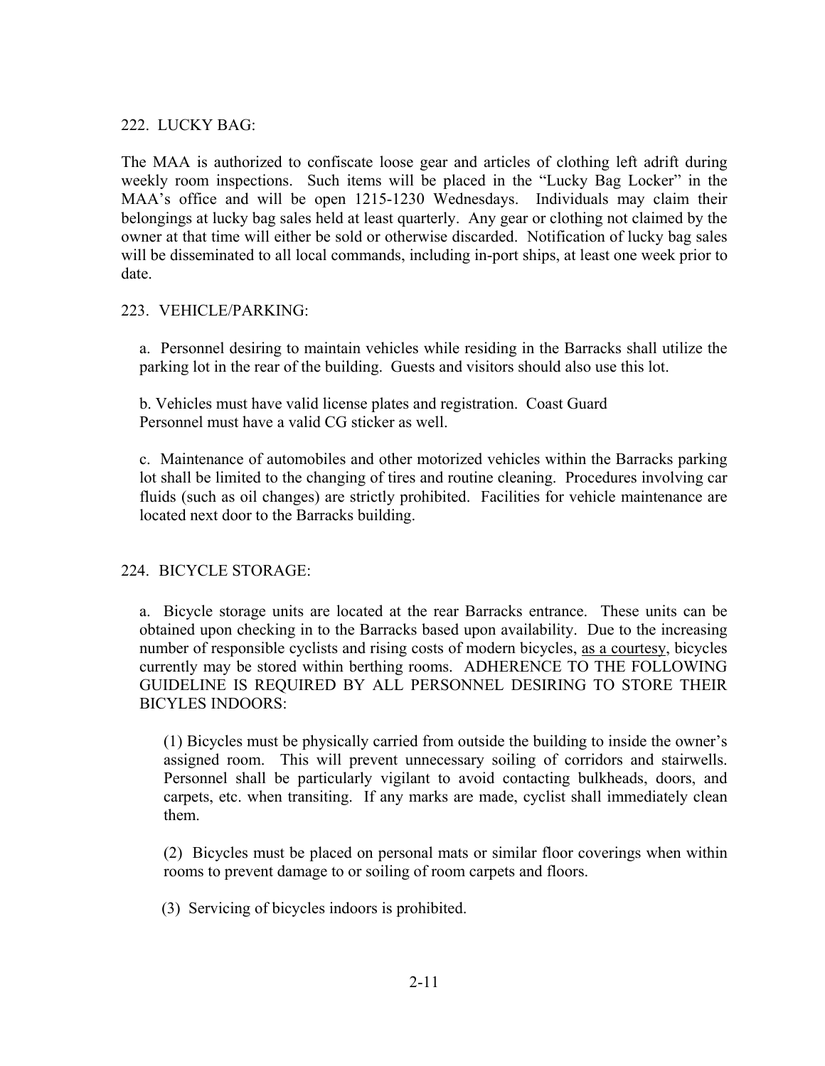222. LUCKY BAG:

The MAA is authorized to confiscate loose gear and articles of clothing left adrift during weekly room inspections. Such items will be placed in the "Lucky Bag Locker" in the MAA's office and will be open 1215-1230 Wednesdays. Individuals may claim their belongings at lucky bag sales held at least quarterly. Any gear or clothing not claimed by the owner at that time will either be sold or otherwise discarded. Notification of lucky bag sales will be disseminated to all local commands, including in-port ships, at least one week prior to date.

223. VEHICLE/PARKING:

a. Personnel desiring to maintain vehicles while residing in the Barracks shall utilize the parking lot in the rear of the building. Guests and visitors should also use this lot.

b. Vehicles must have valid license plates and registration. Coast Guard Personnel must have a valid CG sticker as well.

c. Maintenance of automobiles and other motorized vehicles within the Barracks parking lot shall be limited to the changing of tires and routine cleaning. Procedures involving car fluids (such as oil changes) are strictly prohibited. Facilities for vehicle maintenance are located next door to the Barracks building.

224. BICYCLE STORAGE:

a. Bicycle storage units are located at the rear Barracks entrance. These units can be obtained upon checking in to the Barracks based upon availability. Due to the increasing number of responsible cyclists and rising costs of modern bicycles, <u>as a courtesy</u>, bicycles currently may be stored within berthing rooms. ADHERENCE TO THE FOLLOWING GUIDELINE IS REQUIRED BY ALL PERSONNEL DESIRING TO STORE THEIR BICYLES INDOORS:

(1) Bicycles must be physically carried from outside the building to inside the owner's assigned room. This will prevent unnecessary soiling of corridors and stairwells. Personnel shall be particularly vigilant to avoid contacting bulkheads, doors, and carpets, etc. when transiting. If any marks are made, cyclist shall immediately clean them.

(2) Bicycles must be placed on personal mats or similar floor coverings when within rooms to prevent damage to or soiling of room carpets and floors.

(3) Servicing of bicycles indoors is prohibited.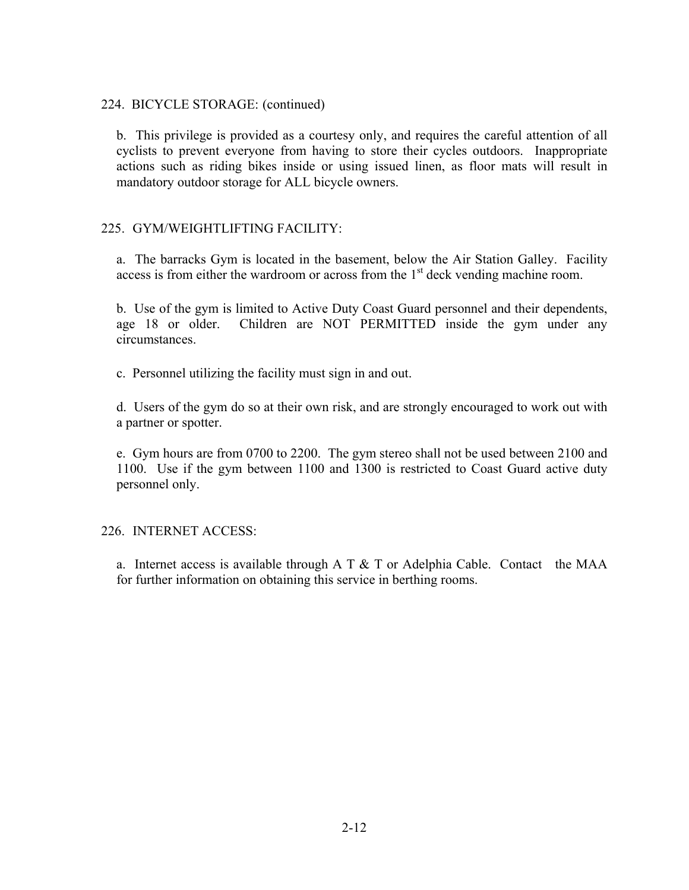224. BICYCLE STORAGE: (continued)

b. This privilege is provided as a courtesy only, and requires the careful attention of all cyclists to prevent everyone from having to store their cycles outdoors. Inappropriate actions such as riding bikes inside or using issued linen, as floor mats will result in mandatory outdoor storage for ALL bicycle owners.

225. GYM/WEIGHTLIFTING FACILITY:

a. The barracks Gym is located in the basement, below the Air Station Galley. Facility access is from either the wardroom or across from the 1st deck vending machine room.

b. Use of the gym is limited to Active Duty Coast Guard personnel and their dependents, age 18 or older. Children are NOT PERMITTED inside the gym under any circumstances.

c. Personnel utilizing the facility must sign in and out.

d. Users of the gym do so at their own risk, and are strongly encouraged to work out with a partner or spotter.

e. Gym hours are from 0700 to 2200. The gym stereo shall not be used between 2100 and 1100. Use if the gym between 1100 and 1300 is restricted to Coast Guard active duty personnel only.

226. INTERNET ACCESS:

a. Internet access is available through A T & T or Adelphia Cable. Contact the MAA for further information on obtaining this service in berthing rooms.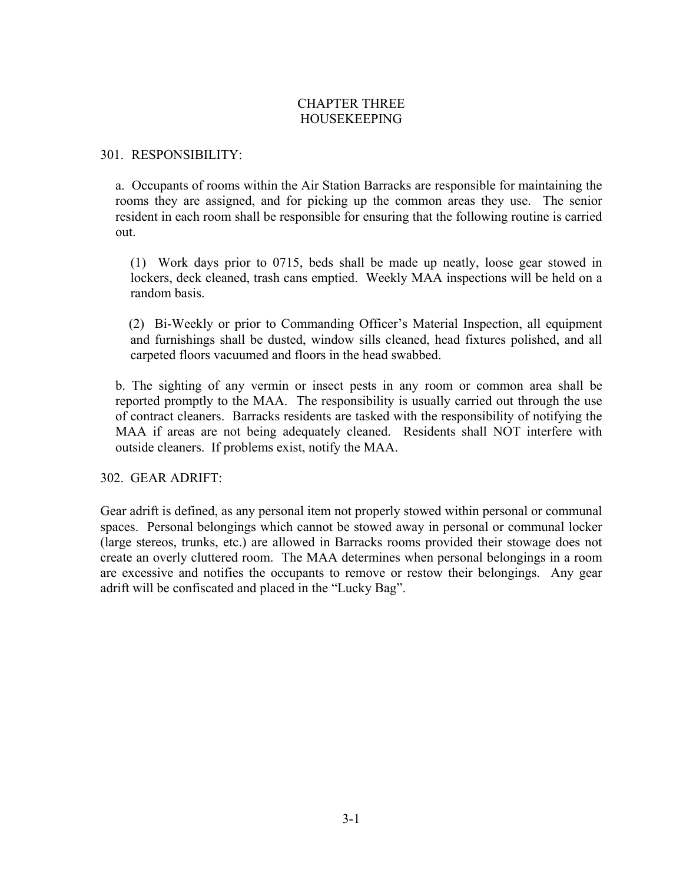# CHAPTER THREE
# HOUSEKEEPING

## 301. RESPONSIBILITY:

a. Occupants of rooms within the Air Station Barracks are responsible for maintaining the rooms they are assigned, and for picking up the common areas they use. The senior resident in each room shall be responsible for ensuring that the following routine is carried out.

(1) Work days prior to 0715, beds shall be made up neatly, loose gear stowed in lockers, deck cleaned, trash cans emptied. Weekly MAA inspections will be held on a random basis.

(2) Bi-Weekly or prior to Commanding Officer's Material Inspection, all equipment and furnishings shall be dusted, window sills cleaned, head fixtures polished, and all carpeted floors vacuumed and floors in the head swabbed.

b. The sighting of any vermin or insect pests in any room or common area shall be reported promptly to the MAA. The responsibility is usually carried out through the use of contract cleaners. Barracks residents are tasked with the responsibility of notifying the MAA if areas are not being adequately cleaned. Residents shall NOT interfere with outside cleaners. If problems exist, notify the MAA.

## 302. GEAR ADRIFT:

Gear adrift is defined, as any personal item not properly stowed within personal or communal spaces. Personal belongings which cannot be stowed away in personal or communal locker (large stereos, trunks, etc.) are allowed in Barracks rooms provided their stowage does not create an overly cluttered room. The MAA determines when personal belongings in a room are excessive and notifies the occupants to remove or restow their belongings. Any gear adrift will be confiscated and placed in the "Lucky Bag".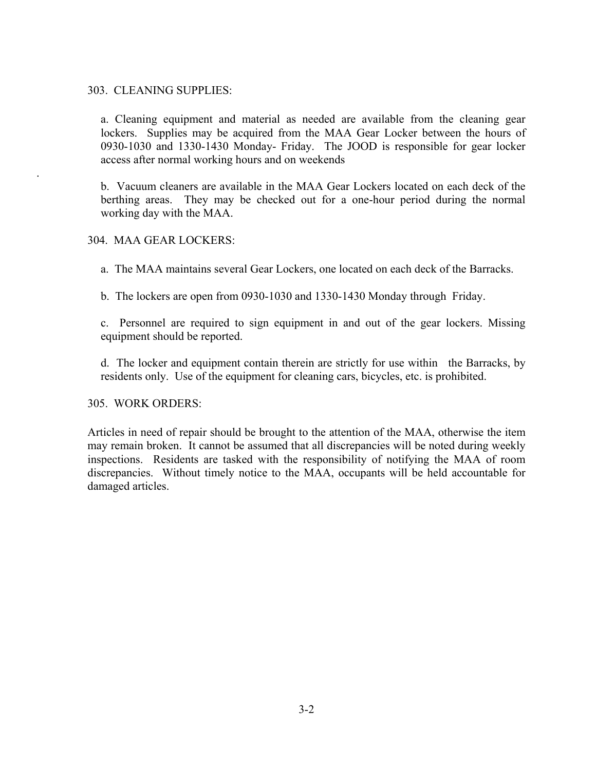303. CLEANING SUPPLIES:

a. Cleaning equipment and material as needed are available from the cleaning gear lockers. Supplies may be acquired from the MAA Gear Locker between the hours of 0930-1030 and 1330-1430 Monday- Friday. The JOOD is responsible for gear locker access after normal working hours and on weekends

b. Vacuum cleaners are available in the MAA Gear Lockers located on each deck of the berthing areas. They may be checked out for a one-hour period during the normal working day with the MAA.

304. MAA GEAR LOCKERS:

a. The MAA maintains several Gear Lockers, one located on each deck of the Barracks.

b. The lockers are open from 0930-1030 and 1330-1430 Monday through Friday.

c. Personnel are required to sign equipment in and out of the gear lockers. Missing equipment should be reported.

d. The locker and equipment contain therein are strictly for use within the Barracks, by residents only. Use of the equipment for cleaning cars, bicycles, etc. is prohibited.

305. WORK ORDERS:

Articles in need of repair should be brought to the attention of the MAA, otherwise the item may remain broken. It cannot be assumed that all discrepancies will be noted during weekly inspections. Residents are tasked with the responsibility of notifying the MAA of room discrepancies. Without timely notice to the MAA, occupants will be held accountable for damaged articles.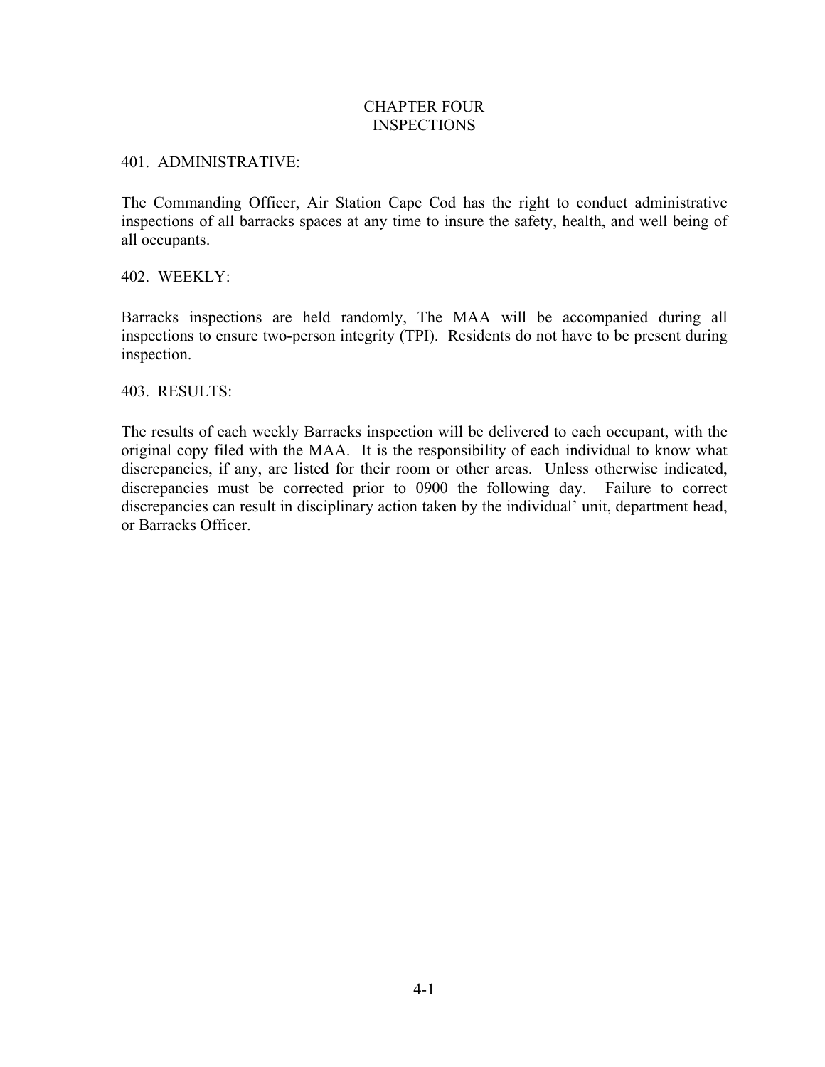# CHAPTER FOUR
# INSPECTIONS

## 401. ADMINISTRATIVE:

The Commanding Officer, Air Station Cape Cod has the right to conduct administrative inspections of all barracks spaces at any time to insure the safety, health, and well being of all occupants.

## 402. WEEKLY:

Barracks inspections are held randomly, The MAA will be accompanied during all inspections to ensure two-person integrity (TPI). Residents do not have to be present during inspection.

## 403. RESULTS:

The results of each weekly Barracks inspection will be delivered to each occupant, with the original copy filed with the MAA. It is the responsibility of each individual to know what discrepancies, if any, are listed for their room or other areas. Unless otherwise indicated, discrepancies must be corrected prior to 0900 the following day. Failure to correct discrepancies can result in disciplinary action taken by the individual' unit, department head, or Barracks Officer.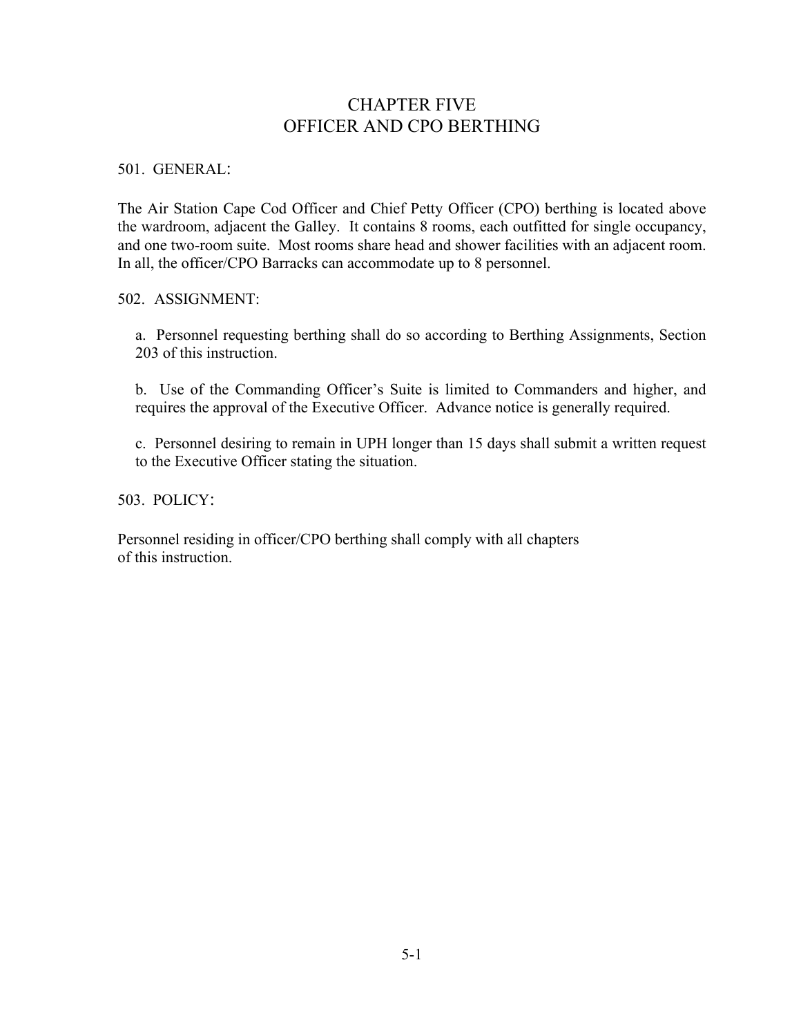# CHAPTER FIVE
# OFFICER AND CPO BERTHING

501. GENERAL:

The Air Station Cape Cod Officer and Chief Petty Officer (CPO) berthing is located above the wardroom, adjacent the Galley. It contains 8 rooms, each outfitted for single occupancy, and one two-room suite. Most rooms share head and shower facilities with an adjacent room. In all, the officer/CPO Barracks can accommodate up to 8 personnel.

502. ASSIGNMENT:

a. Personnel requesting berthing shall do so according to Berthing Assignments, Section 203 of this instruction.

b. Use of the Commanding Officer's Suite is limited to Commanders and higher, and requires the approval of the Executive Officer. Advance notice is generally required.

c. Personnel desiring to remain in UPH longer than 15 days shall submit a written request to the Executive Officer stating the situation.

503. POLICY:

Personnel residing in officer/CPO berthing shall comply with all chapters of this instruction.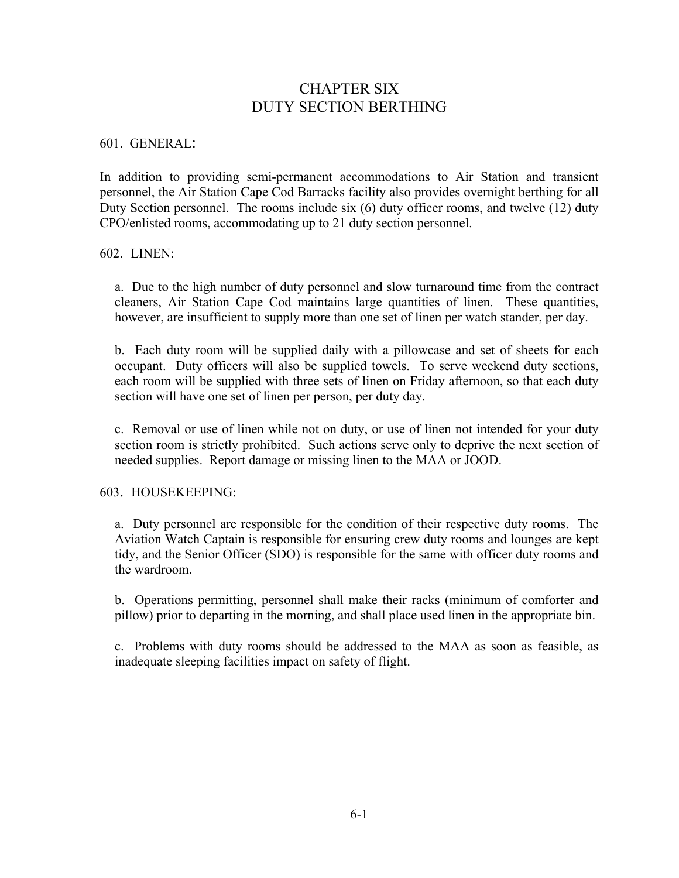# CHAPTER SIX
# DUTY SECTION BERTHING

601. GENERAL:

In addition to providing semi-permanent accommodations to Air Station and transient personnel, the Air Station Cape Cod Barracks facility also provides overnight berthing for all Duty Section personnel. The rooms include six (6) duty officer rooms, and twelve (12) duty CPO/enlisted rooms, accommodating up to 21 duty section personnel.

602. LINEN:

a. Due to the high number of duty personnel and slow turnaround time from the contract cleaners, Air Station Cape Cod maintains large quantities of linen. These quantities, however, are insufficient to supply more than one set of linen per watch stander, per day.

b. Each duty room will be supplied daily with a pillowcase and set of sheets for each occupant. Duty officers will also be supplied towels. To serve weekend duty sections, each room will be supplied with three sets of linen on Friday afternoon, so that each duty section will have one set of linen per person, per duty day.

c. Removal or use of linen while not on duty, or use of linen not intended for your duty section room is strictly prohibited. Such actions serve only to deprive the next section of needed supplies. Report damage or missing linen to the MAA or JOOD.

603. HOUSEKEEPING:

a. Duty personnel are responsible for the condition of their respective duty rooms. The Aviation Watch Captain is responsible for ensuring crew duty rooms and lounges are kept tidy, and the Senior Officer (SDO) is responsible for the same with officer duty rooms and the wardroom.

b. Operations permitting, personnel shall make their racks (minimum of comforter and pillow) prior to departing in the morning, and shall place used linen in the appropriate bin.

c. Problems with duty rooms should be addressed to the MAA as soon as feasible, as inadequate sleeping facilities impact on safety of flight.